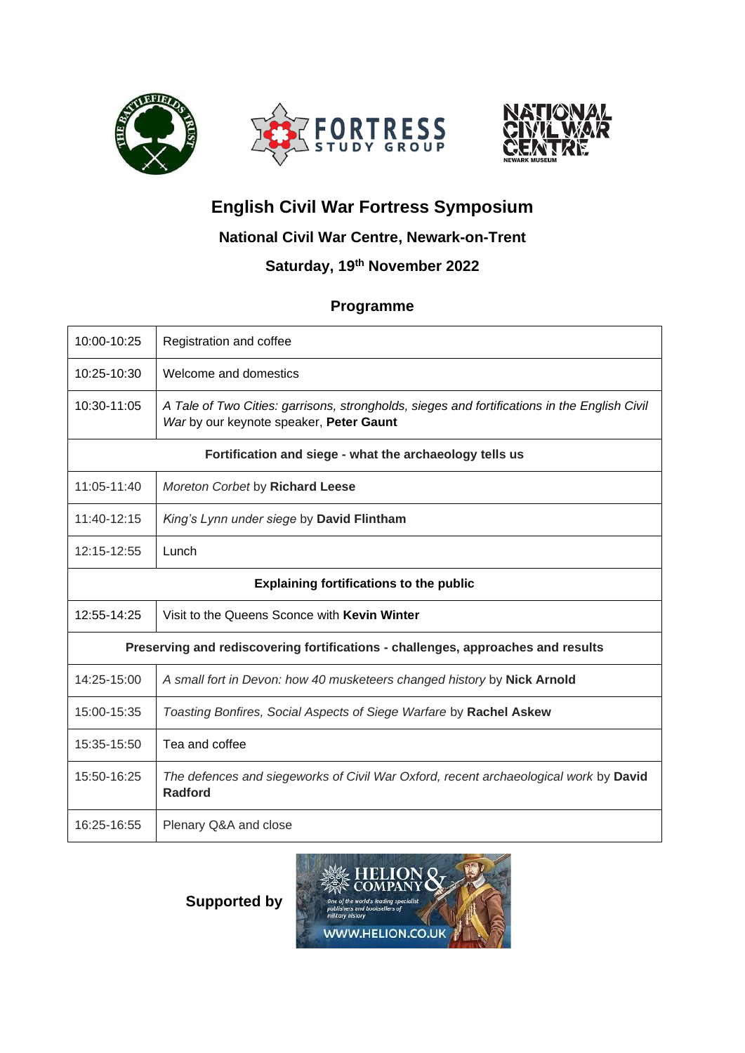# English Civil War Fortress Symposium

### National Civil War Centre, Newark-on-Trent

### Saturday, 19th November 2022

## Programme

| | |
|---|---|
| 10:00-10:25 | Registration and coffee |
| 10:25-10:30 | Welcome and domestics |
| 10:30-11:05 | *A Tale of Two Cities: garrisons, strongholds, sieges and fortifications in the English Civil War* by our keynote speaker, **Peter Gaunt** |
| **Fortification and siege - what the archaeology tells us** | |
| 11:05-11:40 | *Moreton Corbet* by **Richard Leese** |
| 11:40-12:15 | *King's Lynn under siege* by **David Flintham** |
| 12:15-12:55 | Lunch |
| **Explaining fortifications to the public** | |
| 12:55-14:25 | Visit to the Queens Sconce with **Kevin Winter** |
| **Preserving and rediscovering fortifications - challenges, approaches and results** | |
| 14:25-15:00 | *A small fort in Devon: how 40 musketeers changed history* by **Nick Arnold** |
| 15:00-15:35 | *Toasting Bonfires, Social Aspects of Siege Warfare* by **Rachel Askew** |
| 15:35-15:50 | Tea and coffee |
| 15:50-16:25 | *The defences and siegeworks of Civil War Oxford, recent archaeological work* by **David Radford** |
| 16:25-16:55 | Plenary Q&A and close |

**Supported by**

HELION & COMPANY

One of the world's leading specialist publishers and booksellers of military history

WWW.HELION.CO.UK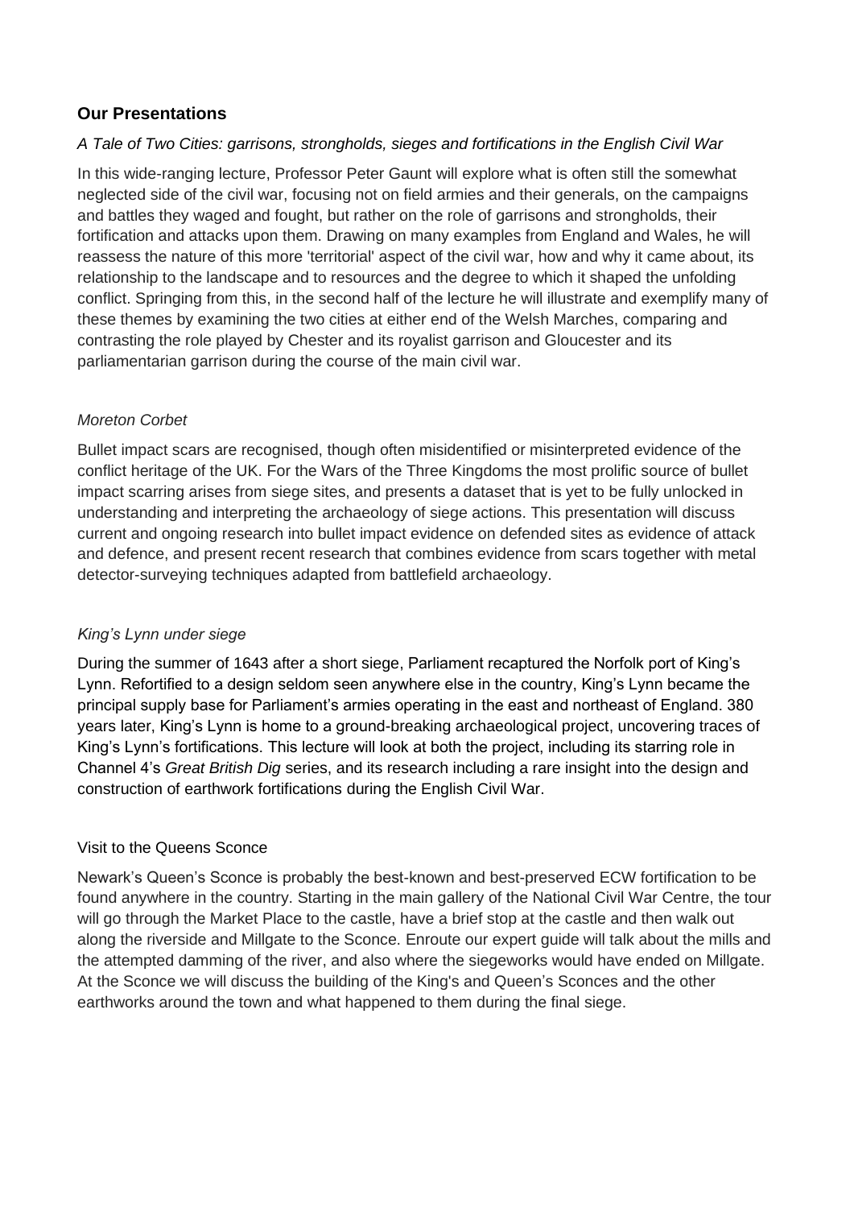## Our Presentations

### *A Tale of Two Cities: garrisons, strongholds, sieges and fortifications in the English Civil War*

In this wide-ranging lecture, Professor Peter Gaunt will explore what is often still the somewhat neglected side of the civil war, focusing not on field armies and their generals, on the campaigns and battles they waged and fought, but rather on the role of garrisons and strongholds, their fortification and attacks upon them. Drawing on many examples from England and Wales, he will reassess the nature of this more 'territorial' aspect of the civil war, how and why it came about, its relationship to the landscape and to resources and the degree to which it shaped the unfolding conflict. Springing from this, in the second half of the lecture he will illustrate and exemplify many of these themes by examining the two cities at either end of the Welsh Marches, comparing and contrasting the role played by Chester and its royalist garrison and Gloucester and its parliamentarian garrison during the course of the main civil war.

### *Moreton Corbet*

Bullet impact scars are recognised, though often misidentified or misinterpreted evidence of the conflict heritage of the UK. For the Wars of the Three Kingdoms the most prolific source of bullet impact scarring arises from siege sites, and presents a dataset that is yet to be fully unlocked in understanding and interpreting the archaeology of siege actions. This presentation will discuss current and ongoing research into bullet impact evidence on defended sites as evidence of attack and defence, and present recent research that combines evidence from scars together with metal detector-surveying techniques adapted from battlefield archaeology.

### *King's Lynn under siege*

During the summer of 1643 after a short siege, Parliament recaptured the Norfolk port of King's Lynn. Refortified to a design seldom seen anywhere else in the country, King's Lynn became the principal supply base for Parliament's armies operating in the east and northeast of England. 380 years later, King's Lynn is home to a ground-breaking archaeological project, uncovering traces of King's Lynn's fortifications. This lecture will look at both the project, including its starring role in Channel 4's *Great British Dig* series, and its research including a rare insight into the design and construction of earthwork fortifications during the English Civil War.

### Visit to the Queens Sconce

Newark's Queen's Sconce is probably the best-known and best-preserved ECW fortification to be found anywhere in the country. Starting in the main gallery of the National Civil War Centre, the tour will go through the Market Place to the castle, have a brief stop at the castle and then walk out along the riverside and Millgate to the Sconce. Enroute our expert guide will talk about the mills and the attempted damming of the river, and also where the siegeworks would have ended on Millgate. At the Sconce we will discuss the building of the King's and Queen's Sconces and the other earthworks around the town and what happened to them during the final siege.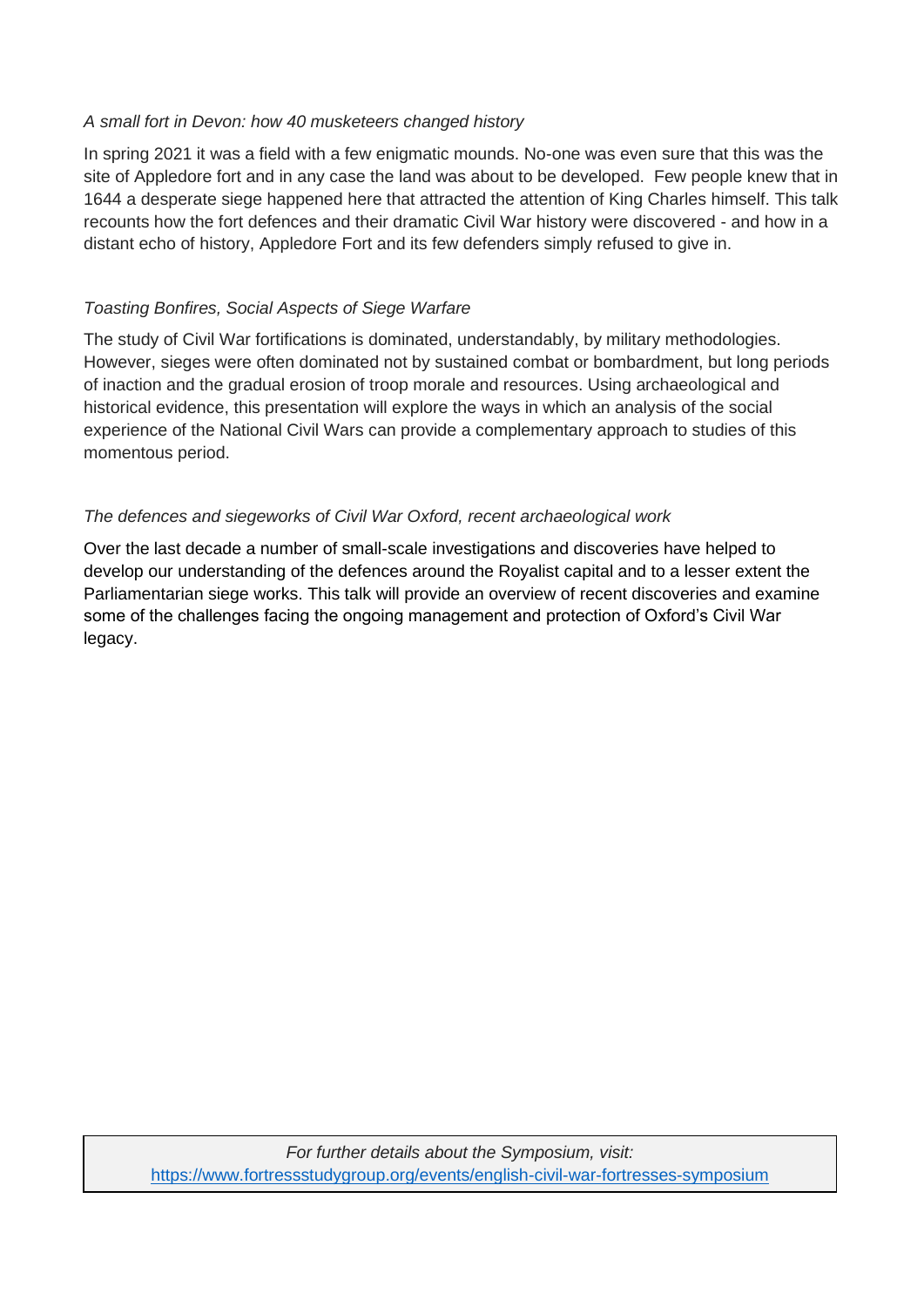*A small fort in Devon: how 40 musketeers changed history*

In spring 2021 it was a field with a few enigmatic mounds. No-one was even sure that this was the site of Appledore fort and in any case the land was about to be developed. Few people knew that in 1644 a desperate siege happened here that attracted the attention of King Charles himself. This talk recounts how the fort defences and their dramatic Civil War history were discovered - and how in a distant echo of history, Appledore Fort and its few defenders simply refused to give in.

*Toasting Bonfires, Social Aspects of Siege Warfare*

The study of Civil War fortifications is dominated, understandably, by military methodologies. However, sieges were often dominated not by sustained combat or bombardment, but long periods of inaction and the gradual erosion of troop morale and resources. Using archaeological and historical evidence, this presentation will explore the ways in which an analysis of the social experience of the National Civil Wars can provide a complementary approach to studies of this momentous period.

*The defences and siegeworks of Civil War Oxford, recent archaeological work*

Over the last decade a number of small-scale investigations and discoveries have helped to develop our understanding of the defences around the Royalist capital and to a lesser extent the Parliamentarian siege works. This talk will provide an overview of recent discoveries and examine some of the challenges facing the ongoing management and protection of Oxford's Civil War legacy.

*For further details about the Symposium, visit:*
https://www.fortressstudygroup.org/events/english-civil-war-fortresses-symposium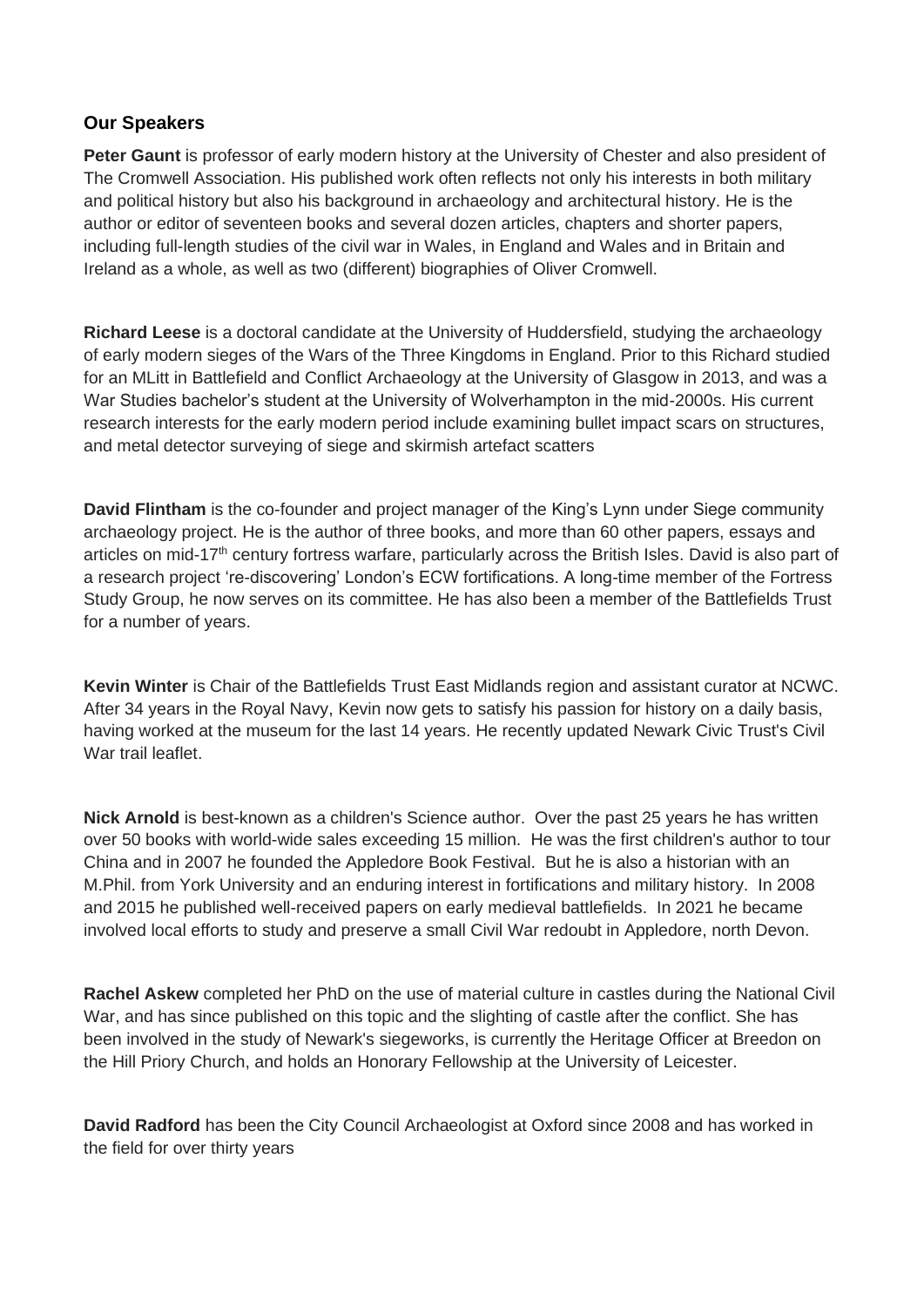## Our Speakers

**Peter Gaunt** is professor of early modern history at the University of Chester and also president of The Cromwell Association. His published work often reflects not only his interests in both military and political history but also his background in archaeology and architectural history. He is the author or editor of seventeen books and several dozen articles, chapters and shorter papers, including full-length studies of the civil war in Wales, in England and Wales and in Britain and Ireland as a whole, as well as two (different) biographies of Oliver Cromwell.

**Richard Leese** is a doctoral candidate at the University of Huddersfield, studying the archaeology of early modern sieges of the Wars of the Three Kingdoms in England. Prior to this Richard studied for an MLitt in Battlefield and Conflict Archaeology at the University of Glasgow in 2013, and was a War Studies bachelor's student at the University of Wolverhampton in the mid-2000s. His current research interests for the early modern period include examining bullet impact scars on structures, and metal detector surveying of siege and skirmish artefact scatters

**David Flintham** is the co-founder and project manager of the King's Lynn under Siege community archaeology project. He is the author of three books, and more than 60 other papers, essays and articles on mid-17th century fortress warfare, particularly across the British Isles. David is also part of a research project 're-discovering' London's ECW fortifications. A long-time member of the Fortress Study Group, he now serves on its committee. He has also been a member of the Battlefields Trust for a number of years.

**Kevin Winter** is Chair of the Battlefields Trust East Midlands region and assistant curator at NCWC. After 34 years in the Royal Navy, Kevin now gets to satisfy his passion for history on a daily basis, having worked at the museum for the last 14 years. He recently updated Newark Civic Trust's Civil War trail leaflet.

**Nick Arnold** is best-known as a children's Science author. Over the past 25 years he has written over 50 books with world-wide sales exceeding 15 million. He was the first children's author to tour China and in 2007 he founded the Appledore Book Festival. But he is also a historian with an M.Phil. from York University and an enduring interest in fortifications and military history. In 2008 and 2015 he published well-received papers on early medieval battlefields. In 2021 he became involved local efforts to study and preserve a small Civil War redoubt in Appledore, north Devon.

**Rachel Askew** completed her PhD on the use of material culture in castles during the National Civil War, and has since published on this topic and the slighting of castle after the conflict. She has been involved in the study of Newark's siegeworks, is currently the Heritage Officer at Breedon on the Hill Priory Church, and holds an Honorary Fellowship at the University of Leicester.

**David Radford** has been the City Council Archaeologist at Oxford since 2008 and has worked in the field for over thirty years